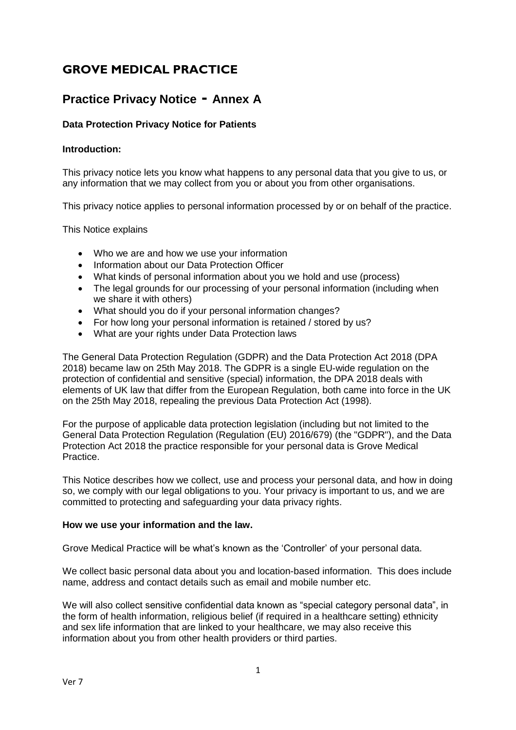# GROVE MEDICAL PRACTICE

## Practice Privacy Notice - Annex A

### Data Protection Privacy Notice for Patients

**Introduction:**

This privacy notice lets you know what happens to any personal data that you give to us, or any information that we may collect from you or about you from other organisations.

This privacy notice applies to personal information processed by or on behalf of the practice.

This Notice explains

- Who we are and how we use your information
- Information about our Data Protection Officer
- What kinds of personal information about you we hold and use (process)
- The legal grounds for our processing of your personal information (including when we share it with others)
- What should you do if your personal information changes?
- For how long your personal information is retained / stored by us?
- What are your rights under Data Protection laws

The General Data Protection Regulation (GDPR) and the Data Protection Act 2018 (DPA 2018) became law on 25th May 2018. The GDPR is a single EU-wide regulation on the protection of confidential and sensitive (special) information, the DPA 2018 deals with elements of UK law that differ from the European Regulation, both came into force in the UK on the 25th May 2018, repealing the previous Data Protection Act (1998).

For the purpose of applicable data protection legislation (including but not limited to the General Data Protection Regulation (Regulation (EU) 2016/679) (the "GDPR"), and the Data Protection Act 2018 the practice responsible for your personal data is Grove Medical Practice.

This Notice describes how we collect, use and process your personal data, and how in doing so, we comply with our legal obligations to you. Your privacy is important to us, and we are committed to protecting and safeguarding your data privacy rights.

**How we use your information and the law.**

Grove Medical Practice will be what's known as the 'Controller' of your personal data.

We collect basic personal data about you and location-based information. This does include name, address and contact details such as email and mobile number etc.

We will also collect sensitive confidential data known as "special category personal data", in the form of health information, religious belief (if required in a healthcare setting) ethnicity and sex life information that are linked to your healthcare, we may also receive this information about you from other health providers or third parties.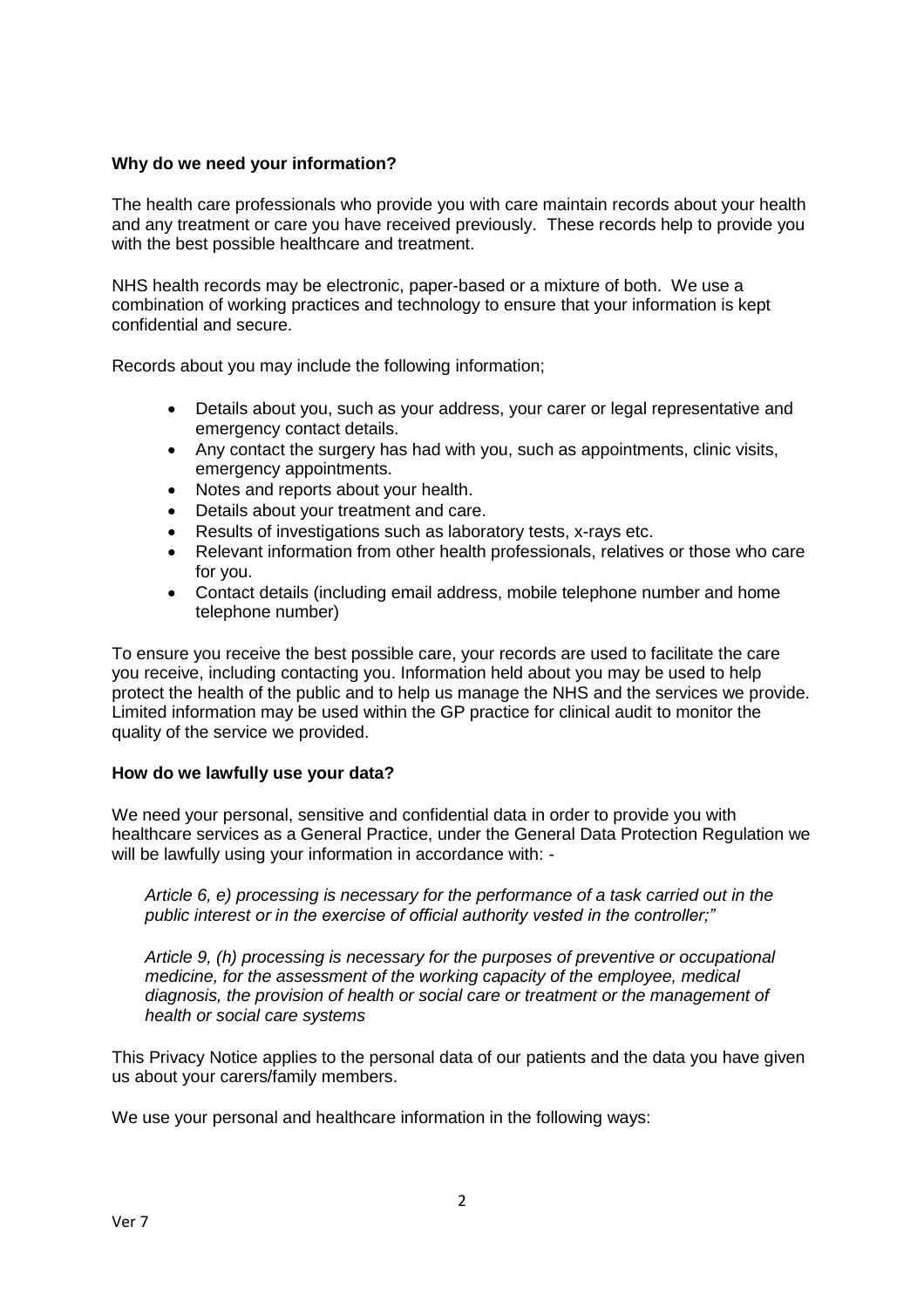**Why do we need your information?**

The health care professionals who provide you with care maintain records about your health and any treatment or care you have received previously. These records help to provide you with the best possible healthcare and treatment.

NHS health records may be electronic, paper-based or a mixture of both. We use a combination of working practices and technology to ensure that your information is kept confidential and secure.

Records about you may include the following information;

- Details about you, such as your address, your carer or legal representative and emergency contact details.
- Any contact the surgery has had with you, such as appointments, clinic visits, emergency appointments.
- Notes and reports about your health.
- Details about your treatment and care.
- Results of investigations such as laboratory tests, x-rays etc.
- Relevant information from other health professionals, relatives or those who care for you.
- Contact details (including email address, mobile telephone number and home telephone number)

To ensure you receive the best possible care, your records are used to facilitate the care you receive, including contacting you. Information held about you may be used to help protect the health of the public and to help us manage the NHS and the services we provide. Limited information may be used within the GP practice for clinical audit to monitor the quality of the service we provided.

**How do we lawfully use your data?**

We need your personal, sensitive and confidential data in order to provide you with healthcare services as a General Practice, under the General Data Protection Regulation we will be lawfully using your information in accordance with: -

*Article 6, e) processing is necessary for the performance of a task carried out in the public interest or in the exercise of official authority vested in the controller;"*

*Article 9, (h) processing is necessary for the purposes of preventive or occupational medicine, for the assessment of the working capacity of the employee, medical diagnosis, the provision of health or social care or treatment or the management of health or social care systems*

This Privacy Notice applies to the personal data of our patients and the data you have given us about your carers/family members.

We use your personal and healthcare information in the following ways: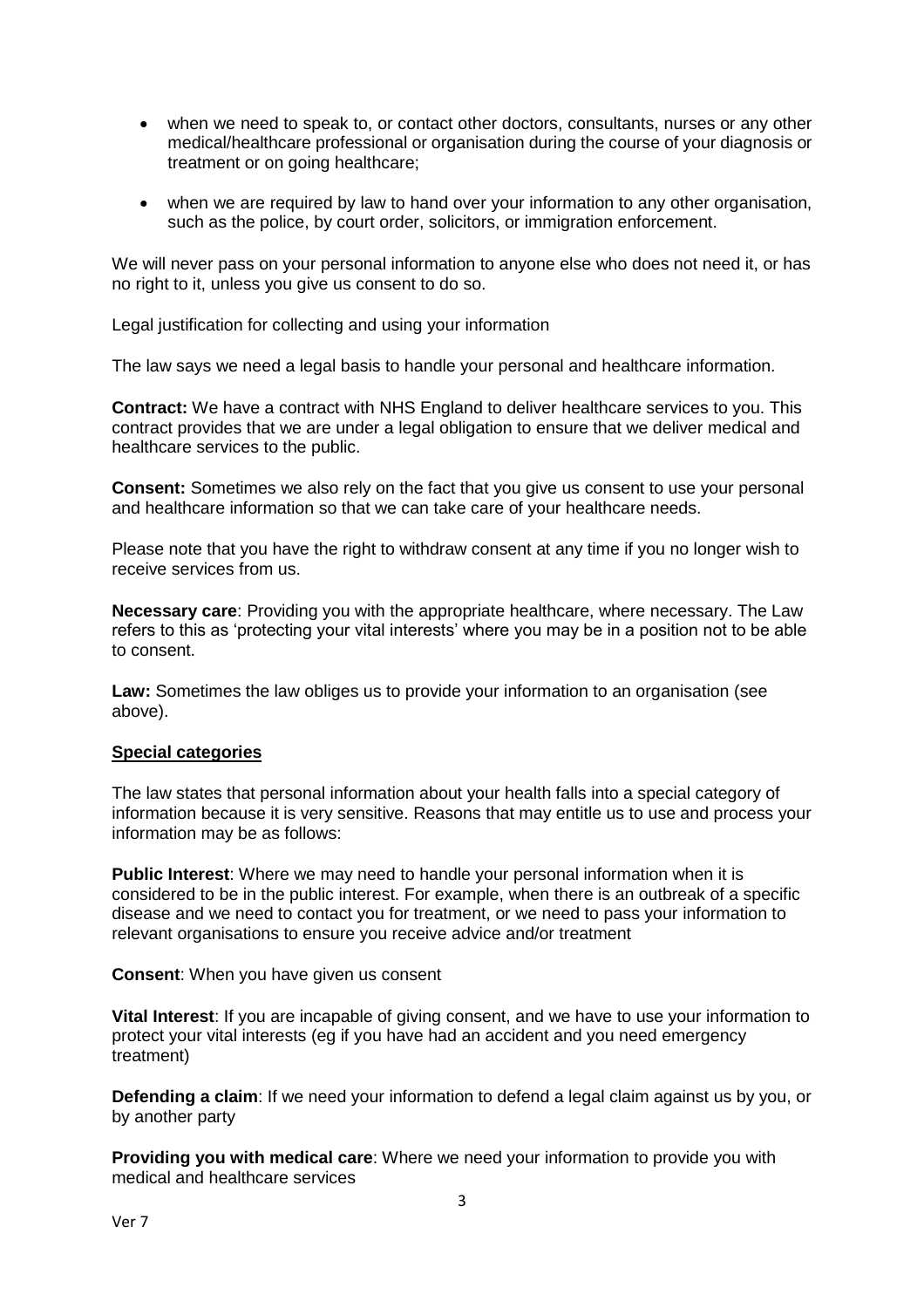- when we need to speak to, or contact other doctors, consultants, nurses or any other medical/healthcare professional or organisation during the course of your diagnosis or treatment or on going healthcare;

- when we are required by law to hand over your information to any other organisation, such as the police, by court order, solicitors, or immigration enforcement.

We will never pass on your personal information to anyone else who does not need it, or has no right to it, unless you give us consent to do so.

Legal justification for collecting and using your information

The law says we need a legal basis to handle your personal and healthcare information.

**Contract:** We have a contract with NHS England to deliver healthcare services to you. This contract provides that we are under a legal obligation to ensure that we deliver medical and healthcare services to the public.

**Consent:** Sometimes we also rely on the fact that you give us consent to use your personal and healthcare information so that we can take care of your healthcare needs.

Please note that you have the right to withdraw consent at any time if you no longer wish to receive services from us.

**Necessary care**: Providing you with the appropriate healthcare, where necessary. The Law refers to this as 'protecting your vital interests' where you may be in a position not to be able to consent.

**Law:** Sometimes the law obliges us to provide your information to an organisation (see above).

**Special categories**

The law states that personal information about your health falls into a special category of information because it is very sensitive. Reasons that may entitle us to use and process your information may be as follows:

**Public Interest**: Where we may need to handle your personal information when it is considered to be in the public interest. For example, when there is an outbreak of a specific disease and we need to contact you for treatment, or we need to pass your information to relevant organisations to ensure you receive advice and/or treatment

**Consent**: When you have given us consent

**Vital Interest**: If you are incapable of giving consent, and we have to use your information to protect your vital interests (eg if you have had an accident and you need emergency treatment)

**Defending a claim**: If we need your information to defend a legal claim against us by you, or by another party

**Providing you with medical care**: Where we need your information to provide you with medical and healthcare services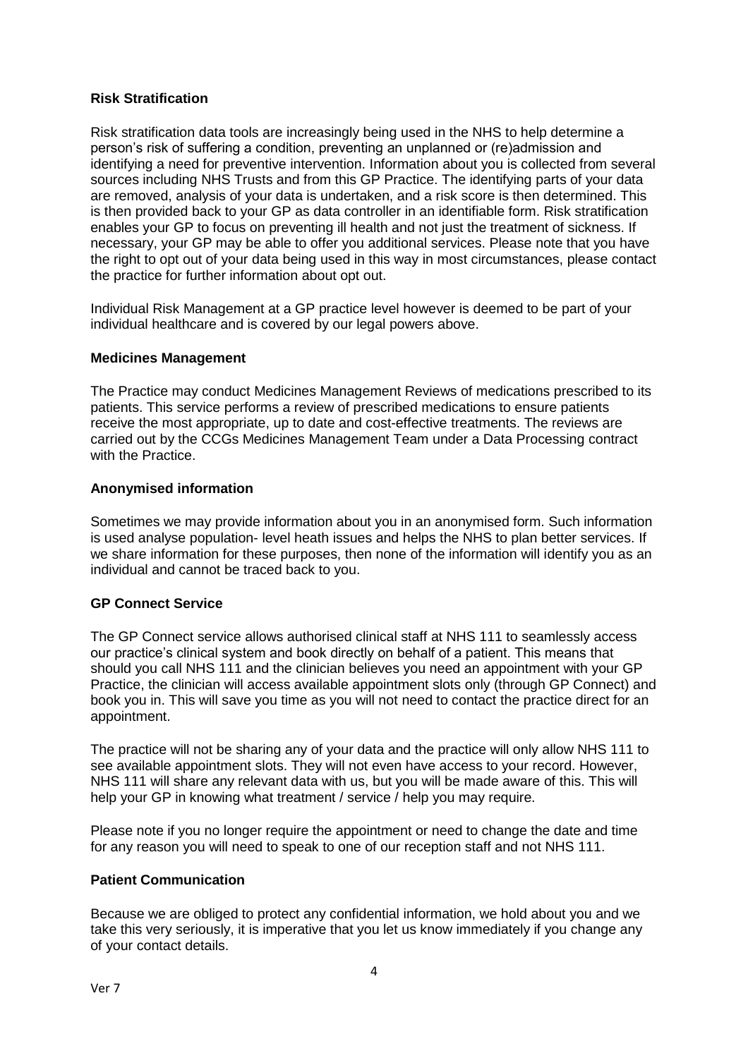**Risk Stratification**

Risk stratification data tools are increasingly being used in the NHS to help determine a person's risk of suffering a condition, preventing an unplanned or (re)admission and identifying a need for preventive intervention. Information about you is collected from several sources including NHS Trusts and from this GP Practice. The identifying parts of your data are removed, analysis of your data is undertaken, and a risk score is then determined. This is then provided back to your GP as data controller in an identifiable form. Risk stratification enables your GP to focus on preventing ill health and not just the treatment of sickness. If necessary, your GP may be able to offer you additional services. Please note that you have the right to opt out of your data being used in this way in most circumstances, please contact the practice for further information about opt out.

Individual Risk Management at a GP practice level however is deemed to be part of your individual healthcare and is covered by our legal powers above.

**Medicines Management**

The Practice may conduct Medicines Management Reviews of medications prescribed to its patients. This service performs a review of prescribed medications to ensure patients receive the most appropriate, up to date and cost-effective treatments. The reviews are carried out by the CCGs Medicines Management Team under a Data Processing contract with the Practice.

**Anonymised information**

Sometimes we may provide information about you in an anonymised form. Such information is used analyse population- level heath issues and helps the NHS to plan better services. If we share information for these purposes, then none of the information will identify you as an individual and cannot be traced back to you.

**GP Connect Service**

The GP Connect service allows authorised clinical staff at NHS 111 to seamlessly access our practice's clinical system and book directly on behalf of a patient. This means that should you call NHS 111 and the clinician believes you need an appointment with your GP Practice, the clinician will access available appointment slots only (through GP Connect) and book you in. This will save you time as you will not need to contact the practice direct for an appointment.

The practice will not be sharing any of your data and the practice will only allow NHS 111 to see available appointment slots. They will not even have access to your record. However, NHS 111 will share any relevant data with us, but you will be made aware of this. This will help your GP in knowing what treatment / service / help you may require.

Please note if you no longer require the appointment or need to change the date and time for any reason you will need to speak to one of our reception staff and not NHS 111.

**Patient Communication**

Because we are obliged to protect any confidential information, we hold about you and we take this very seriously, it is imperative that you let us know immediately if you change any of your contact details.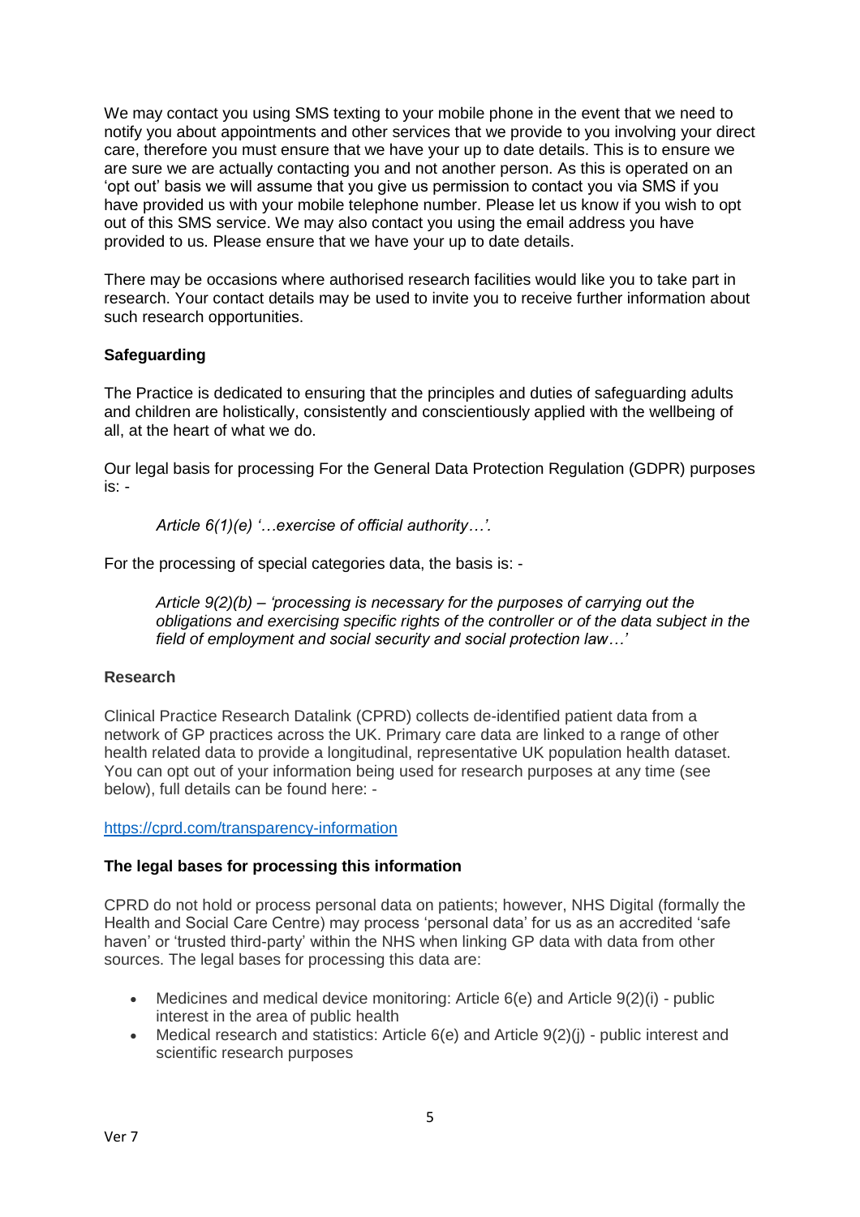We may contact you using SMS texting to your mobile phone in the event that we need to notify you about appointments and other services that we provide to you involving your direct care, therefore you must ensure that we have your up to date details. This is to ensure we are sure we are actually contacting you and not another person. As this is operated on an 'opt out' basis we will assume that you give us permission to contact you via SMS if you have provided us with your mobile telephone number. Please let us know if you wish to opt out of this SMS service. We may also contact you using the email address you have provided to us. Please ensure that we have your up to date details.

There may be occasions where authorised research facilities would like you to take part in research. Your contact details may be used to invite you to receive further information about such research opportunities.

**Safeguarding**

The Practice is dedicated to ensuring that the principles and duties of safeguarding adults and children are holistically, consistently and conscientiously applied with the wellbeing of all, at the heart of what we do.

Our legal basis for processing For the General Data Protection Regulation (GDPR) purposes is: -

> *Article 6(1)(e) '…exercise of official authority…'.*

For the processing of special categories data, the basis is: -

> *Article 9(2)(b) – 'processing is necessary for the purposes of carrying out the obligations and exercising specific rights of the controller or of the data subject in the field of employment and social security and social protection law…'*

**Research**

Clinical Practice Research Datalink (CPRD) collects de-identified patient data from a network of GP practices across the UK. Primary care data are linked to a range of other health related data to provide a longitudinal, representative UK population health dataset. You can opt out of your information being used for research purposes at any time (see below), full details can be found here: -

[https://cprd.com/transparency-information](https://cprd.com/transparency-information)

**The legal bases for processing this information**

CPRD do not hold or process personal data on patients; however, NHS Digital (formally the Health and Social Care Centre) may process 'personal data' for us as an accredited 'safe haven' or 'trusted third-party' within the NHS when linking GP data with data from other sources. The legal bases for processing this data are:

- Medicines and medical device monitoring: Article 6(e) and Article 9(2)(i) - public interest in the area of public health
- Medical research and statistics: Article 6(e) and Article 9(2)(j) - public interest and scientific research purposes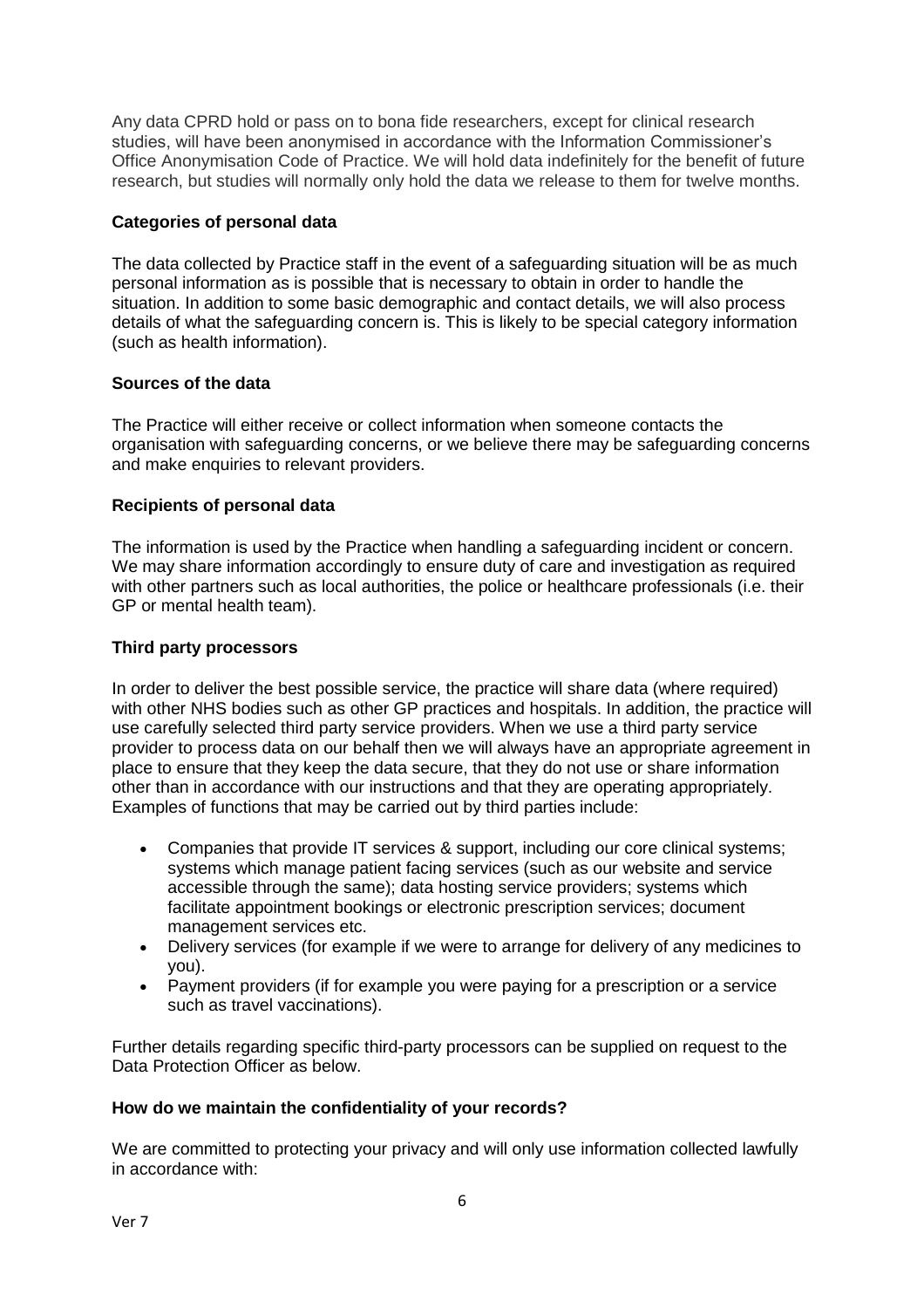Any data CPRD hold or pass on to bona fide researchers, except for clinical research studies, will have been anonymised in accordance with the Information Commissioner's Office Anonymisation Code of Practice. We will hold data indefinitely for the benefit of future research, but studies will normally only hold the data we release to them for twelve months.

**Categories of personal data**

The data collected by Practice staff in the event of a safeguarding situation will be as much personal information as is possible that is necessary to obtain in order to handle the situation. In addition to some basic demographic and contact details, we will also process details of what the safeguarding concern is. This is likely to be special category information (such as health information).

**Sources of the data**

The Practice will either receive or collect information when someone contacts the organisation with safeguarding concerns, or we believe there may be safeguarding concerns and make enquiries to relevant providers.

**Recipients of personal data**

The information is used by the Practice when handling a safeguarding incident or concern. We may share information accordingly to ensure duty of care and investigation as required with other partners such as local authorities, the police or healthcare professionals (i.e. their GP or mental health team).

**Third party processors**

In order to deliver the best possible service, the practice will share data (where required) with other NHS bodies such as other GP practices and hospitals. In addition, the practice will use carefully selected third party service providers. When we use a third party service provider to process data on our behalf then we will always have an appropriate agreement in place to ensure that they keep the data secure, that they do not use or share information other than in accordance with our instructions and that they are operating appropriately. Examples of functions that may be carried out by third parties include:

- Companies that provide IT services & support, including our core clinical systems; systems which manage patient facing services (such as our website and service accessible through the same); data hosting service providers; systems which facilitate appointment bookings or electronic prescription services; document management services etc.
- Delivery services (for example if we were to arrange for delivery of any medicines to you).
- Payment providers (if for example you were paying for a prescription or a service such as travel vaccinations).

Further details regarding specific third-party processors can be supplied on request to the Data Protection Officer as below.

**How do we maintain the confidentiality of your records?**

We are committed to protecting your privacy and will only use information collected lawfully in accordance with: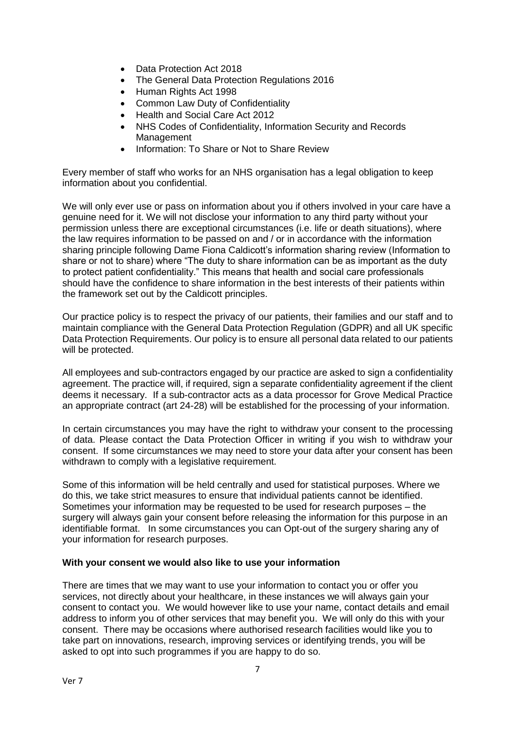- Data Protection Act 2018
- The General Data Protection Regulations 2016
- Human Rights Act 1998
- Common Law Duty of Confidentiality
- Health and Social Care Act 2012
- NHS Codes of Confidentiality, Information Security and Records Management
- Information: To Share or Not to Share Review

Every member of staff who works for an NHS organisation has a legal obligation to keep information about you confidential.

We will only ever use or pass on information about you if others involved in your care have a genuine need for it. We will not disclose your information to any third party without your permission unless there are exceptional circumstances (i.e. life or death situations), where the law requires information to be passed on and / or in accordance with the information sharing principle following Dame Fiona Caldicott's information sharing review (Information to share or not to share) where "The duty to share information can be as important as the duty to protect patient confidentiality." This means that health and social care professionals should have the confidence to share information in the best interests of their patients within the framework set out by the Caldicott principles.

Our practice policy is to respect the privacy of our patients, their families and our staff and to maintain compliance with the General Data Protection Regulation (GDPR) and all UK specific Data Protection Requirements. Our policy is to ensure all personal data related to our patients will be protected.

All employees and sub-contractors engaged by our practice are asked to sign a confidentiality agreement. The practice will, if required, sign a separate confidentiality agreement if the client deems it necessary. If a sub-contractor acts as a data processor for Grove Medical Practice an appropriate contract (art 24-28) will be established for the processing of your information.

In certain circumstances you may have the right to withdraw your consent to the processing of data. Please contact the Data Protection Officer in writing if you wish to withdraw your consent. If some circumstances we may need to store your data after your consent has been withdrawn to comply with a legislative requirement.

Some of this information will be held centrally and used for statistical purposes. Where we do this, we take strict measures to ensure that individual patients cannot be identified. Sometimes your information may be requested to be used for research purposes – the surgery will always gain your consent before releasing the information for this purpose in an identifiable format. In some circumstances you can Opt-out of the surgery sharing any of your information for research purposes.

**With your consent we would also like to use your information**

There are times that we may want to use your information to contact you or offer you services, not directly about your healthcare, in these instances we will always gain your consent to contact you. We would however like to use your name, contact details and email address to inform you of other services that may benefit you. We will only do this with your consent. There may be occasions where authorised research facilities would like you to take part on innovations, research, improving services or identifying trends, you will be asked to opt into such programmes if you are happy to do so.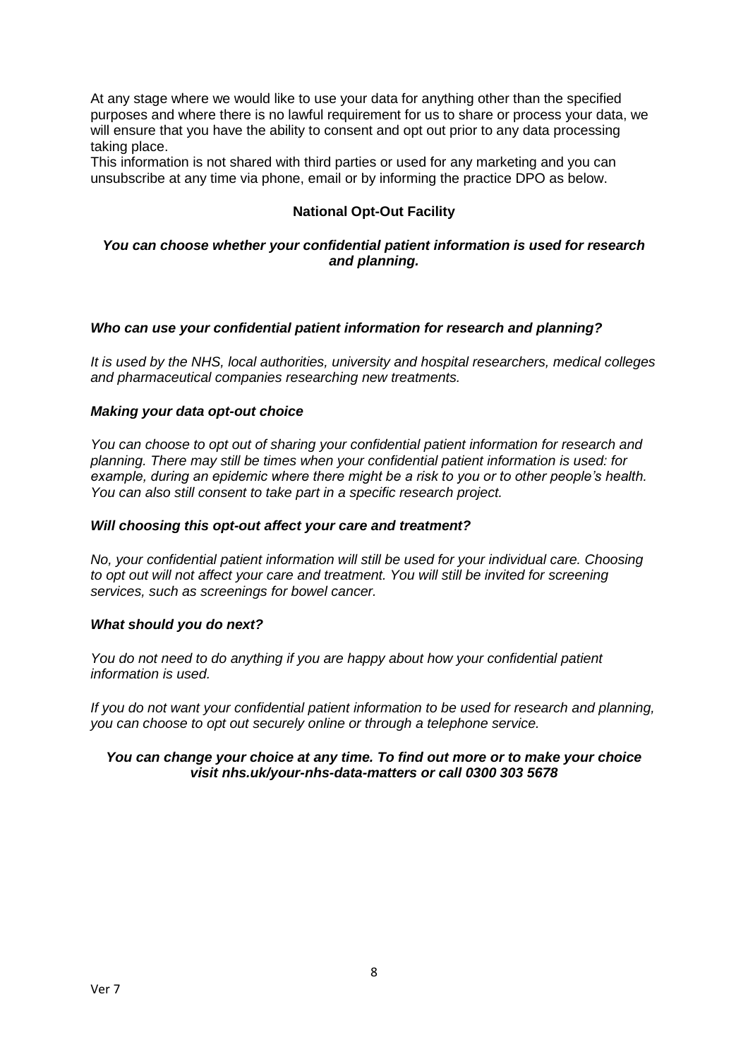At any stage where we would like to use your data for anything other than the specified purposes and where there is no lawful requirement for us to share or process your data, we will ensure that you have the ability to consent and opt out prior to any data processing taking place.
This information is not shared with third parties or used for any marketing and you can unsubscribe at any time via phone, email or by informing the practice DPO as below.

## National Opt-Out Facility

***You can choose whether your confidential patient information is used for research and planning.***

***Who can use your confidential patient information for research and planning?***

*It is used by the NHS, local authorities, university and hospital researchers, medical colleges and pharmaceutical companies researching new treatments.*

***Making your data opt-out choice***

*You can choose to opt out of sharing your confidential patient information for research and planning. There may still be times when your confidential patient information is used: for example, during an epidemic where there might be a risk to you or to other people's health. You can also still consent to take part in a specific research project.*

***Will choosing this opt-out affect your care and treatment?***

*No, your confidential patient information will still be used for your individual care. Choosing to opt out will not affect your care and treatment. You will still be invited for screening services, such as screenings for bowel cancer.*

***What should you do next?***

*You do not need to do anything if you are happy about how your confidential patient information is used.*

*If you do not want your confidential patient information to be used for research and planning, you can choose to opt out securely online or through a telephone service.*

***You can change your choice at any time. To find out more or to make your choice visit nhs.uk/your-nhs-data-matters or call 0300 303 5678***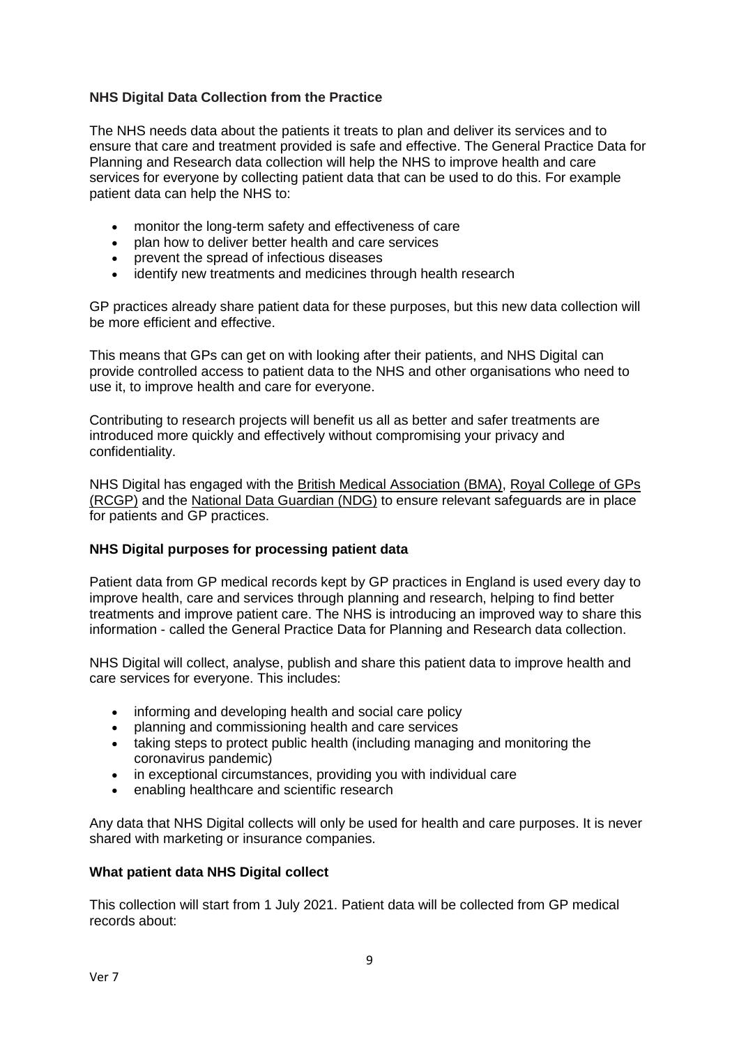**NHS Digital Data Collection from the Practice**

The NHS needs data about the patients it treats to plan and deliver its services and to ensure that care and treatment provided is safe and effective. The General Practice Data for Planning and Research data collection will help the NHS to improve health and care services for everyone by collecting patient data that can be used to do this. For example patient data can help the NHS to:

- monitor the long-term safety and effectiveness of care
- plan how to deliver better health and care services
- prevent the spread of infectious diseases
- identify new treatments and medicines through health research

GP practices already share patient data for these purposes, but this new data collection will be more efficient and effective.

This means that GPs can get on with looking after their patients, and NHS Digital can provide controlled access to patient data to the NHS and other organisations who need to use it, to improve health and care for everyone.

Contributing to research projects will benefit us all as better and safer treatments are introduced more quickly and effectively without compromising your privacy and confidentiality.

NHS Digital has engaged with the British Medical Association (BMA), Royal College of GPs (RCGP) and the National Data Guardian (NDG) to ensure relevant safeguards are in place for patients and GP practices.

**NHS Digital purposes for processing patient data**

Patient data from GP medical records kept by GP practices in England is used every day to improve health, care and services through planning and research, helping to find better treatments and improve patient care. The NHS is introducing an improved way to share this information - called the General Practice Data for Planning and Research data collection.

NHS Digital will collect, analyse, publish and share this patient data to improve health and care services for everyone. This includes:

- informing and developing health and social care policy
- planning and commissioning health and care services
- taking steps to protect public health (including managing and monitoring the coronavirus pandemic)
- in exceptional circumstances, providing you with individual care
- enabling healthcare and scientific research

Any data that NHS Digital collects will only be used for health and care purposes. It is never shared with marketing or insurance companies.

**What patient data NHS Digital collect**

This collection will start from 1 July 2021. Patient data will be collected from GP medical records about:

Ver 7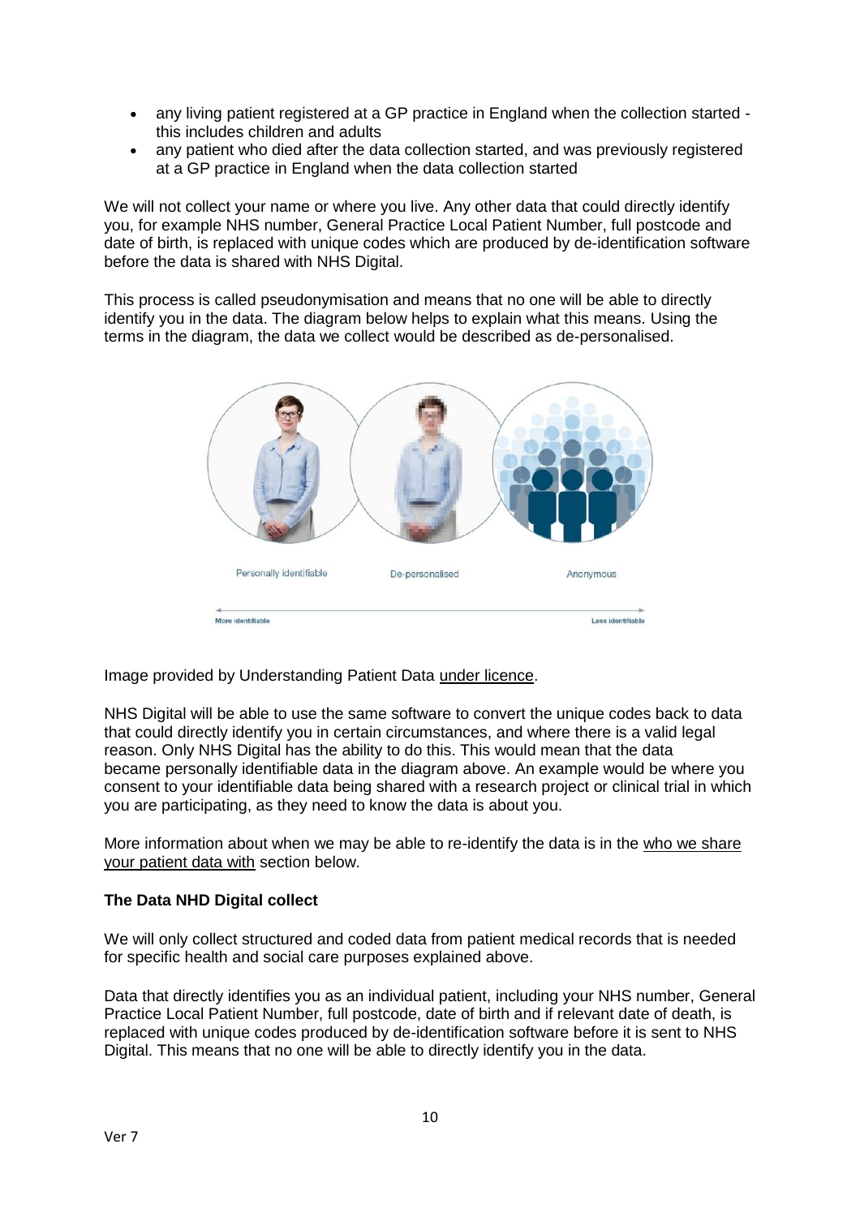- any living patient registered at a GP practice in England when the collection started - this includes children and adults
- any patient who died after the data collection started, and was previously registered at a GP practice in England when the data collection started

We will not collect your name or where you live. Any other data that could directly identify you, for example NHS number, General Practice Local Patient Number, full postcode and date of birth, is replaced with unique codes which are produced by de-identification software before the data is shared with NHS Digital.

This process is called pseudonymisation and means that no one will be able to directly identify you in the data. The diagram below helps to explain what this means. Using the terms in the diagram, the data we collect would be described as de-personalised.

Personally identifiable De-personalised Anonymous

More identifiable Less identifiable

Image provided by Understanding Patient Data under licence.

NHS Digital will be able to use the same software to convert the unique codes back to data that could directly identify you in certain circumstances, and where there is a valid legal reason. Only NHS Digital has the ability to do this. This would mean that the data became personally identifiable data in the diagram above. An example would be where you consent to your identifiable data being shared with a research project or clinical trial in which you are participating, as they need to know the data is about you.

More information about when we may be able to re-identify the data is in the who we share your patient data with section below.

**The Data NHD Digital collect**

We will only collect structured and coded data from patient medical records that is needed for specific health and social care purposes explained above.

Data that directly identifies you as an individual patient, including your NHS number, General Practice Local Patient Number, full postcode, date of birth and if relevant date of death, is replaced with unique codes produced by de-identification software before it is sent to NHS Digital. This means that no one will be able to directly identify you in the data.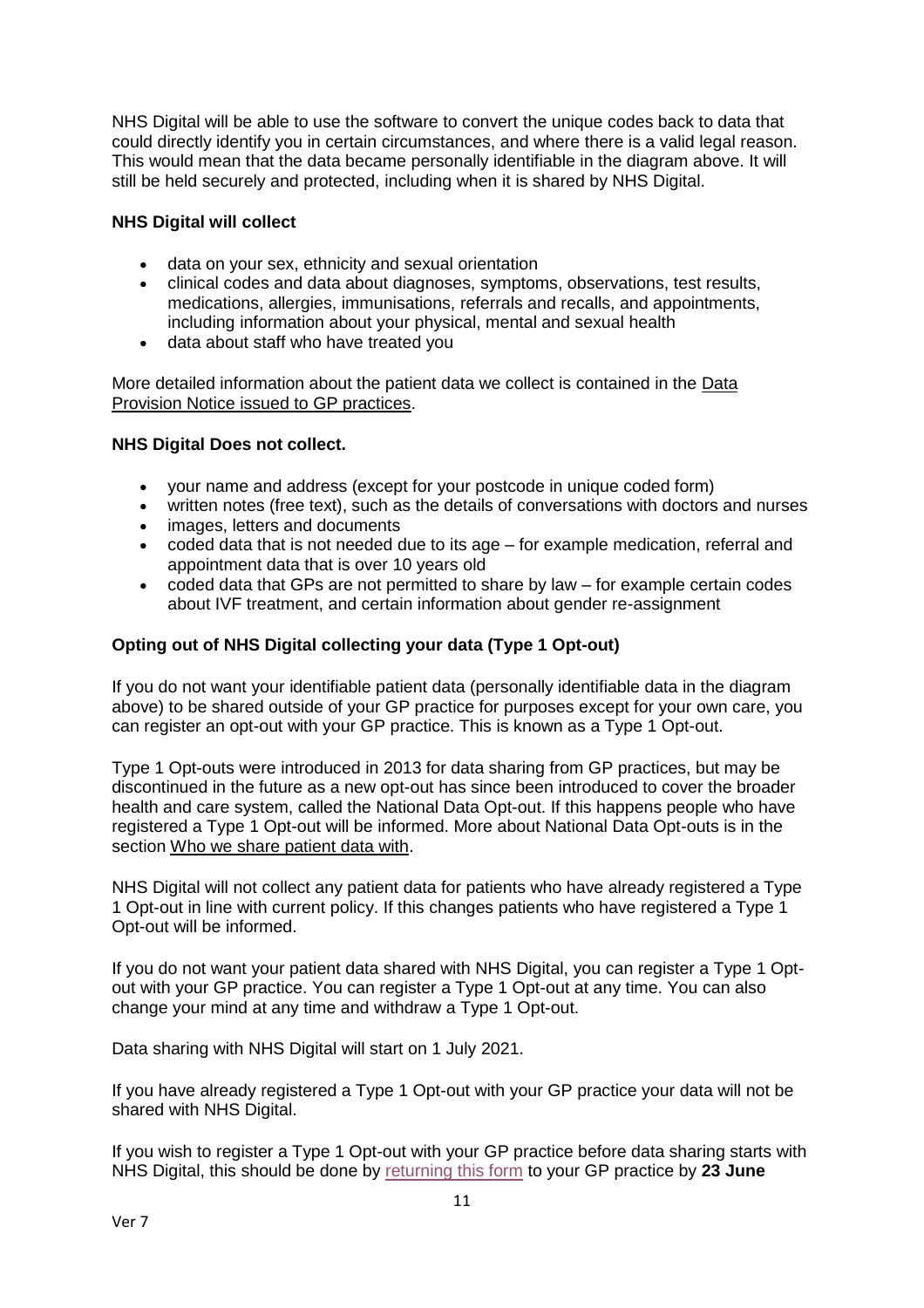NHS Digital will be able to use the software to convert the unique codes back to data that could directly identify you in certain circumstances, and where there is a valid legal reason. This would mean that the data became personally identifiable in the diagram above. It will still be held securely and protected, including when it is shared by NHS Digital.

**NHS Digital will collect**

- data on your sex, ethnicity and sexual orientation
- clinical codes and data about diagnoses, symptoms, observations, test results, medications, allergies, immunisations, referrals and recalls, and appointments, including information about your physical, mental and sexual health
- data about staff who have treated you

More detailed information about the patient data we collect is contained in the Data Provision Notice issued to GP practices.

**NHS Digital Does not collect.**

- your name and address (except for your postcode in unique coded form)
- written notes (free text), such as the details of conversations with doctors and nurses
- images, letters and documents
- coded data that is not needed due to its age – for example medication, referral and appointment data that is over 10 years old
- coded data that GPs are not permitted to share by law – for example certain codes about IVF treatment, and certain information about gender re-assignment

**Opting out of NHS Digital collecting your data (Type 1 Opt-out)**

If you do not want your identifiable patient data (personally identifiable data in the diagram above) to be shared outside of your GP practice for purposes except for your own care, you can register an opt-out with your GP practice. This is known as a Type 1 Opt-out.

Type 1 Opt-outs were introduced in 2013 for data sharing from GP practices, but may be discontinued in the future as a new opt-out has since been introduced to cover the broader health and care system, called the National Data Opt-out. If this happens people who have registered a Type 1 Opt-out will be informed. More about National Data Opt-outs is in the section Who we share patient data with.

NHS Digital will not collect any patient data for patients who have already registered a Type 1 Opt-out in line with current policy. If this changes patients who have registered a Type 1 Opt-out will be informed.

If you do not want your patient data shared with NHS Digital, you can register a Type 1 Opt-out with your GP practice. You can register a Type 1 Opt-out at any time. You can also change your mind at any time and withdraw a Type 1 Opt-out.

Data sharing with NHS Digital will start on 1 July 2021.

If you have already registered a Type 1 Opt-out with your GP practice your data will not be shared with NHS Digital.

If you wish to register a Type 1 Opt-out with your GP practice before data sharing starts with NHS Digital, this should be done by returning this form to your GP practice by **23 June**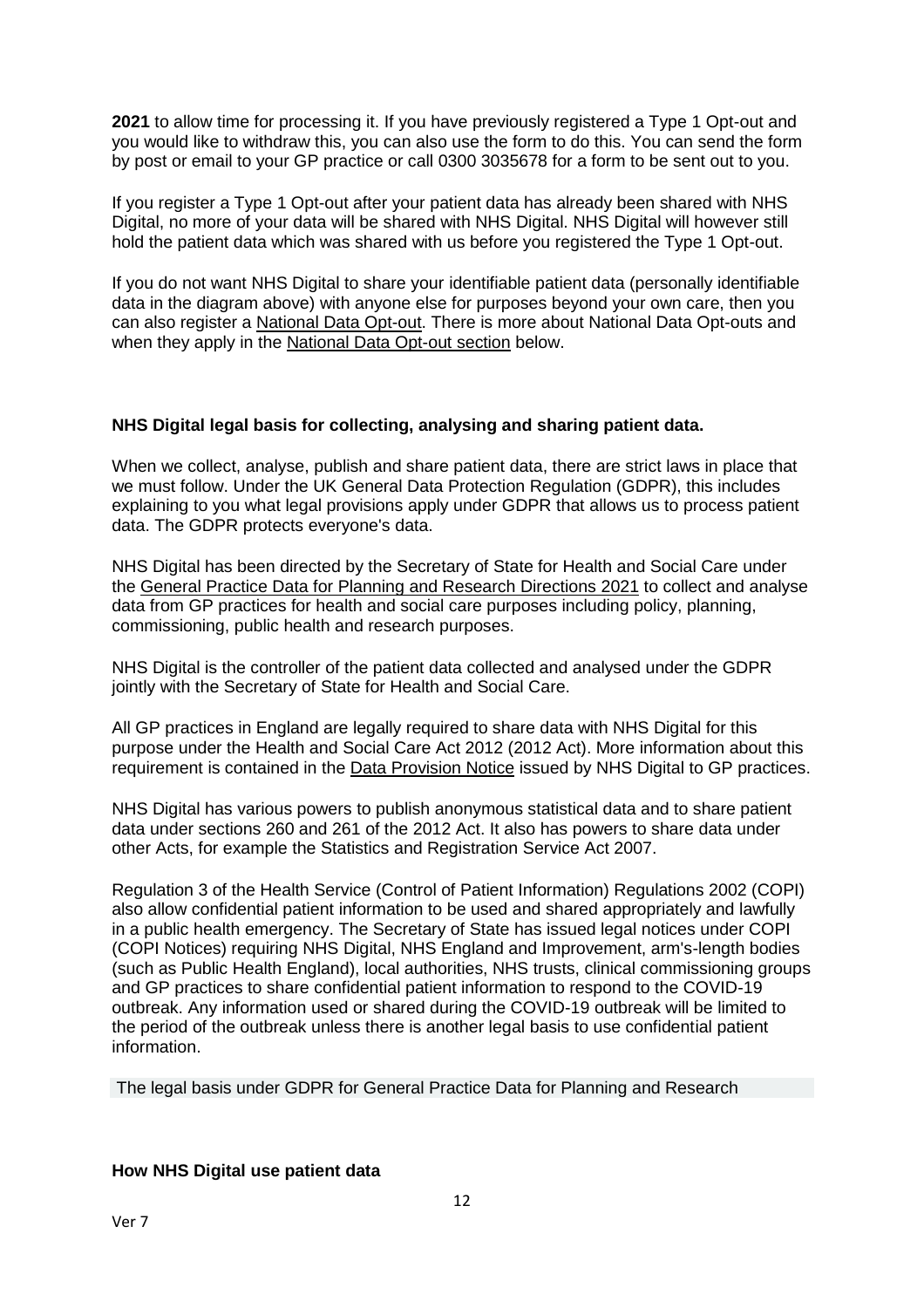**2021** to allow time for processing it. If you have previously registered a Type 1 Opt-out and you would like to withdraw this, you can also use the form to do this. You can send the form by post or email to your GP practice or call 0300 3035678 for a form to be sent out to you.

If you register a Type 1 Opt-out after your patient data has already been shared with NHS Digital, no more of your data will be shared with NHS Digital. NHS Digital will however still hold the patient data which was shared with us before you registered the Type 1 Opt-out.

If you do not want NHS Digital to share your identifiable patient data (personally identifiable data in the diagram above) with anyone else for purposes beyond your own care, then you can also register a National Data Opt-out. There is more about National Data Opt-outs and when they apply in the National Data Opt-out section below.

**NHS Digital legal basis for collecting, analysing and sharing patient data.**

When we collect, analyse, publish and share patient data, there are strict laws in place that we must follow. Under the UK General Data Protection Regulation (GDPR), this includes explaining to you what legal provisions apply under GDPR that allows us to process patient data. The GDPR protects everyone's data.

NHS Digital has been directed by the Secretary of State for Health and Social Care under the General Practice Data for Planning and Research Directions 2021 to collect and analyse data from GP practices for health and social care purposes including policy, planning, commissioning, public health and research purposes.

NHS Digital is the controller of the patient data collected and analysed under the GDPR jointly with the Secretary of State for Health and Social Care.

All GP practices in England are legally required to share data with NHS Digital for this purpose under the Health and Social Care Act 2012 (2012 Act). More information about this requirement is contained in the Data Provision Notice issued by NHS Digital to GP practices.

NHS Digital has various powers to publish anonymous statistical data and to share patient data under sections 260 and 261 of the 2012 Act. It also has powers to share data under other Acts, for example the Statistics and Registration Service Act 2007.

Regulation 3 of the Health Service (Control of Patient Information) Regulations 2002 (COPI) also allow confidential patient information to be used and shared appropriately and lawfully in a public health emergency. The Secretary of State has issued legal notices under COPI (COPI Notices) requiring NHS Digital, NHS England and Improvement, arm's-length bodies (such as Public Health England), local authorities, NHS trusts, clinical commissioning groups and GP practices to share confidential patient information to respond to the COVID-19 outbreak. Any information used or shared during the COVID-19 outbreak will be limited to the period of the outbreak unless there is another legal basis to use confidential patient information.

The legal basis under GDPR for General Practice Data for Planning and Research

**How NHS Digital use patient data**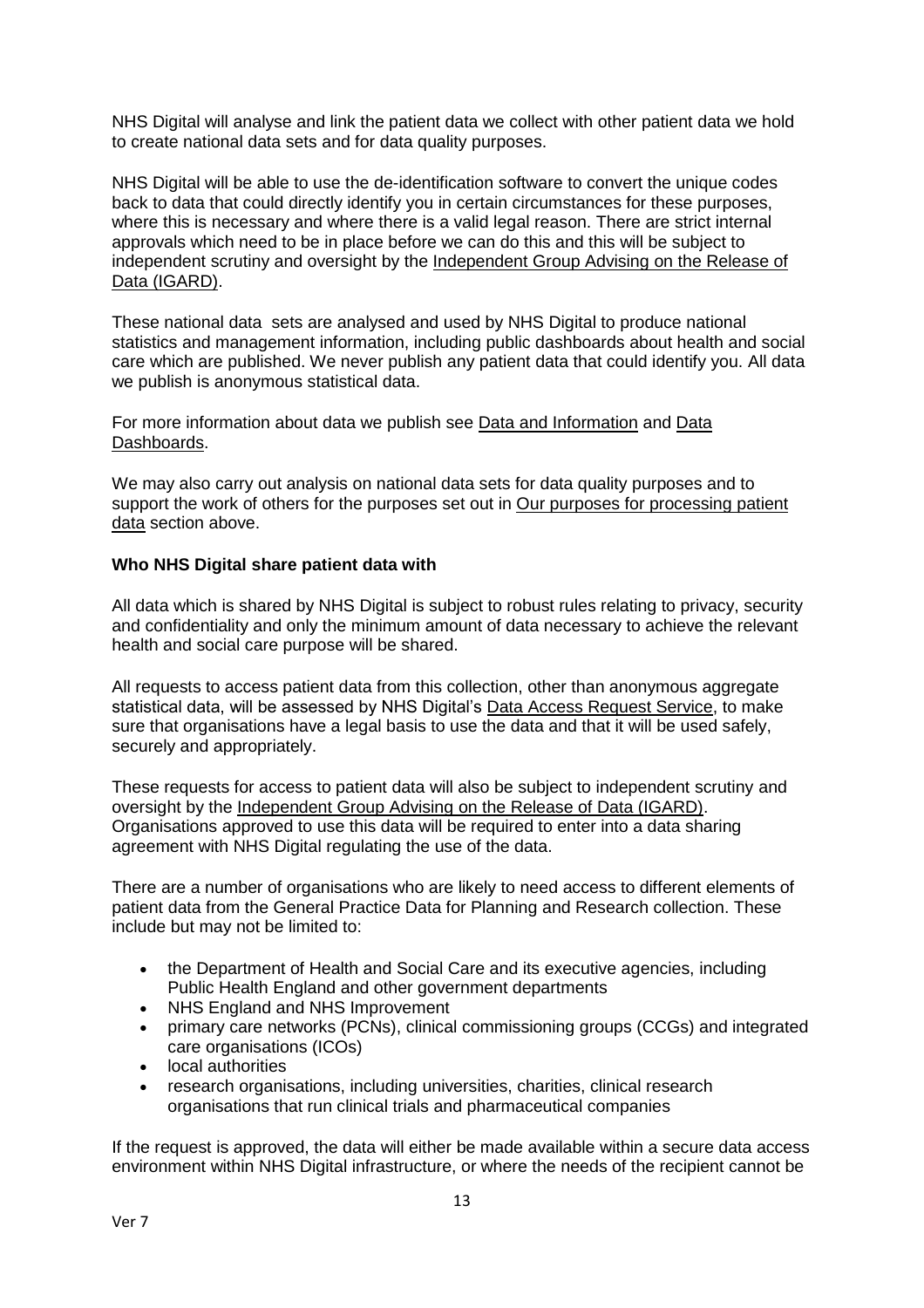NHS Digital will analyse and link the patient data we collect with other patient data we hold to create national data sets and for data quality purposes.

NHS Digital will be able to use the de-identification software to convert the unique codes back to data that could directly identify you in certain circumstances for these purposes, where this is necessary and where there is a valid legal reason. There are strict internal approvals which need to be in place before we can do this and this will be subject to independent scrutiny and oversight by the Independent Group Advising on the Release of Data (IGARD).

These national data sets are analysed and used by NHS Digital to produce national statistics and management information, including public dashboards about health and social care which are published. We never publish any patient data that could identify you. All data we publish is anonymous statistical data.

For more information about data we publish see Data and Information and Data Dashboards.

We may also carry out analysis on national data sets for data quality purposes and to support the work of others for the purposes set out in Our purposes for processing patient data section above.

**Who NHS Digital share patient data with**

All data which is shared by NHS Digital is subject to robust rules relating to privacy, security and confidentiality and only the minimum amount of data necessary to achieve the relevant health and social care purpose will be shared.

All requests to access patient data from this collection, other than anonymous aggregate statistical data, will be assessed by NHS Digital's Data Access Request Service, to make sure that organisations have a legal basis to use the data and that it will be used safely, securely and appropriately.

These requests for access to patient data will also be subject to independent scrutiny and oversight by the Independent Group Advising on the Release of Data (IGARD). Organisations approved to use this data will be required to enter into a data sharing agreement with NHS Digital regulating the use of the data.

There are a number of organisations who are likely to need access to different elements of patient data from the General Practice Data for Planning and Research collection. These include but may not be limited to:

- the Department of Health and Social Care and its executive agencies, including Public Health England and other government departments
- NHS England and NHS Improvement
- primary care networks (PCNs), clinical commissioning groups (CCGs) and integrated care organisations (ICOs)
- local authorities
- research organisations, including universities, charities, clinical research organisations that run clinical trials and pharmaceutical companies

If the request is approved, the data will either be made available within a secure data access environment within NHS Digital infrastructure, or where the needs of the recipient cannot be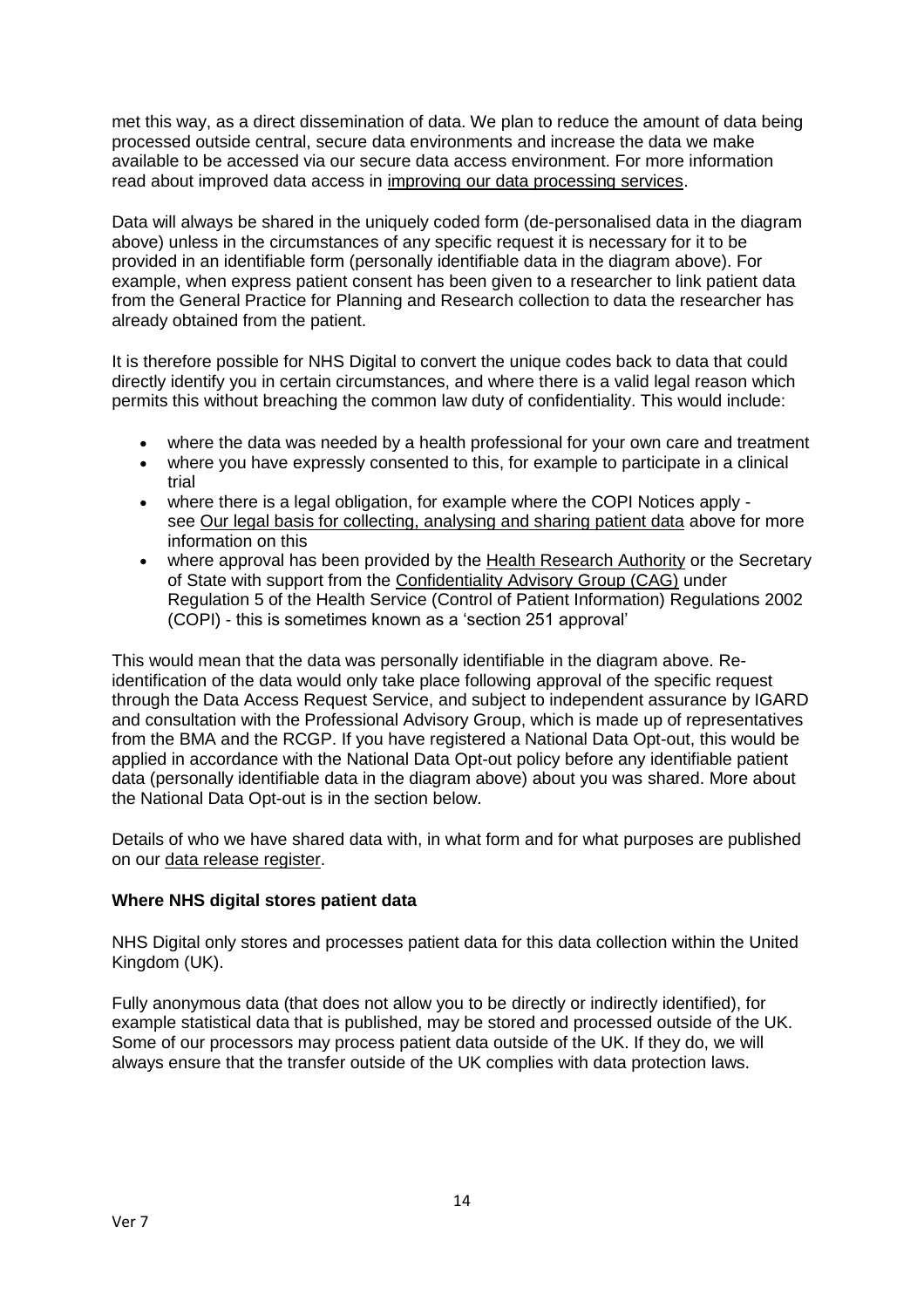met this way, as a direct dissemination of data. We plan to reduce the amount of data being processed outside central, secure data environments and increase the data we make available to be accessed via our secure data access environment. For more information read about improved data access in improving our data processing services.

Data will always be shared in the uniquely coded form (de-personalised data in the diagram above) unless in the circumstances of any specific request it is necessary for it to be provided in an identifiable form (personally identifiable data in the diagram above). For example, when express patient consent has been given to a researcher to link patient data from the General Practice for Planning and Research collection to data the researcher has already obtained from the patient.

It is therefore possible for NHS Digital to convert the unique codes back to data that could directly identify you in certain circumstances, and where there is a valid legal reason which permits this without breaching the common law duty of confidentiality. This would include:

- where the data was needed by a health professional for your own care and treatment
- where you have expressly consented to this, for example to participate in a clinical trial
- where there is a legal obligation, for example where the COPI Notices apply - see Our legal basis for collecting, analysing and sharing patient data above for more information on this
- where approval has been provided by the Health Research Authority or the Secretary of State with support from the Confidentiality Advisory Group (CAG) under Regulation 5 of the Health Service (Control of Patient Information) Regulations 2002 (COPI) - this is sometimes known as a 'section 251 approval'

This would mean that the data was personally identifiable in the diagram above. Re-identification of the data would only take place following approval of the specific request through the Data Access Request Service, and subject to independent assurance by IGARD and consultation with the Professional Advisory Group, which is made up of representatives from the BMA and the RCGP. If you have registered a National Data Opt-out, this would be applied in accordance with the National Data Opt-out policy before any identifiable patient data (personally identifiable data in the diagram above) about you was shared. More about the National Data Opt-out is in the section below.

Details of who we have shared data with, in what form and for what purposes are published on our data release register.

**Where NHS digital stores patient data**

NHS Digital only stores and processes patient data for this data collection within the United Kingdom (UK).

Fully anonymous data (that does not allow you to be directly or indirectly identified), for example statistical data that is published, may be stored and processed outside of the UK. Some of our processors may process patient data outside of the UK. If they do, we will always ensure that the transfer outside of the UK complies with data protection laws.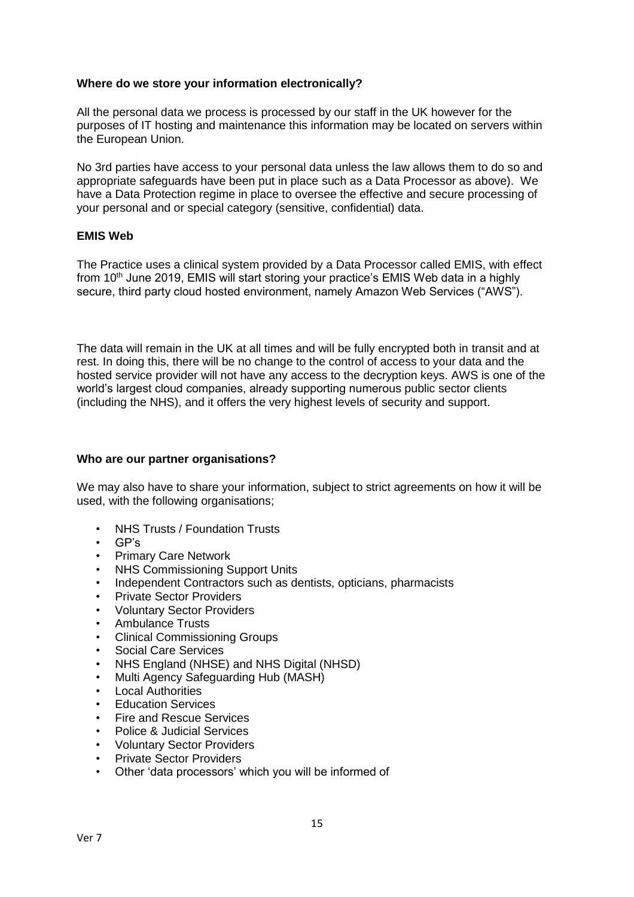**Where do we store your information electronically?**

All the personal data we process is processed by our staff in the UK however for the purposes of IT hosting and maintenance this information may be located on servers within the European Union.

No 3rd parties have access to your personal data unless the law allows them to do so and appropriate safeguards have been put in place such as a Data Processor as above). We have a Data Protection regime in place to oversee the effective and secure processing of your personal and or special category (sensitive, confidential) data.

**EMIS Web**

The Practice uses a clinical system provided by a Data Processor called EMIS, with effect from 10th June 2019, EMIS will start storing your practice's EMIS Web data in a highly secure, third party cloud hosted environment, namely Amazon Web Services ("AWS").

The data will remain in the UK at all times and will be fully encrypted both in transit and at rest. In doing this, there will be no change to the control of access to your data and the hosted service provider will not have any access to the decryption keys. AWS is one of the world's largest cloud companies, already supporting numerous public sector clients (including the NHS), and it offers the very highest levels of security and support.

**Who are our partner organisations?**

We may also have to share your information, subject to strict agreements on how it will be used, with the following organisations;

- NHS Trusts / Foundation Trusts
- GP's
- Primary Care Network
- NHS Commissioning Support Units
- Independent Contractors such as dentists, opticians, pharmacists
- Private Sector Providers
- Voluntary Sector Providers
- Ambulance Trusts
- Clinical Commissioning Groups
- Social Care Services
- NHS England (NHSE) and NHS Digital (NHSD)
- Multi Agency Safeguarding Hub (MASH)
- Local Authorities
- Education Services
- Fire and Rescue Services
- Police & Judicial Services
- Voluntary Sector Providers
- Private Sector Providers
- Other 'data processors' which you will be informed of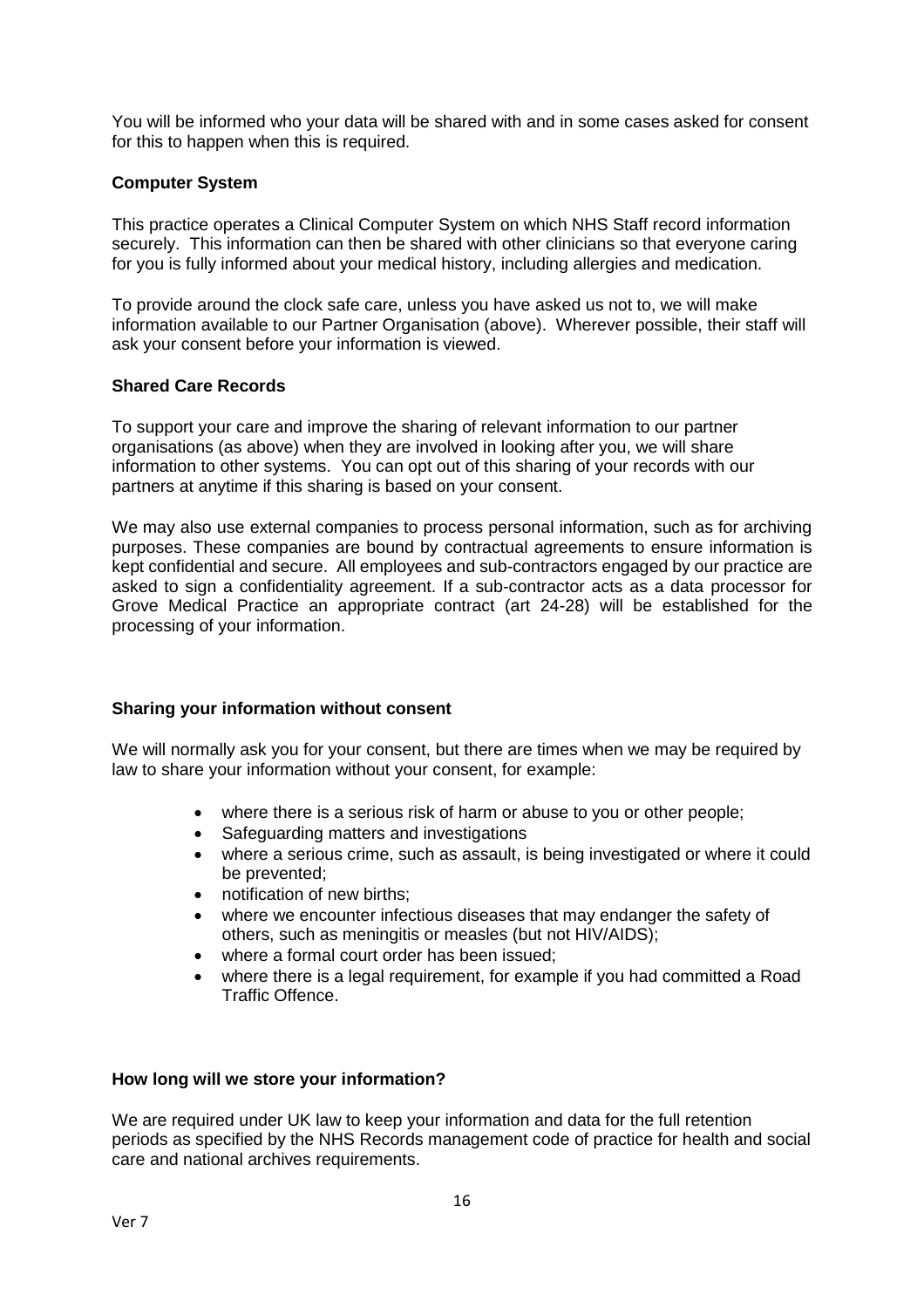You will be informed who your data will be shared with and in some cases asked for consent for this to happen when this is required.

**Computer System**

This practice operates a Clinical Computer System on which NHS Staff record information securely. This information can then be shared with other clinicians so that everyone caring for you is fully informed about your medical history, including allergies and medication.

To provide around the clock safe care, unless you have asked us not to, we will make information available to our Partner Organisation (above). Wherever possible, their staff will ask your consent before your information is viewed.

**Shared Care Records**

To support your care and improve the sharing of relevant information to our partner organisations (as above) when they are involved in looking after you, we will share information to other systems. You can opt out of this sharing of your records with our partners at anytime if this sharing is based on your consent.

We may also use external companies to process personal information, such as for archiving purposes. These companies are bound by contractual agreements to ensure information is kept confidential and secure. All employees and sub-contractors engaged by our practice are asked to sign a confidentiality agreement. If a sub-contractor acts as a data processor for Grove Medical Practice an appropriate contract (art 24-28) will be established for the processing of your information.

**Sharing your information without consent**

We will normally ask you for your consent, but there are times when we may be required by law to share your information without your consent, for example:

- where there is a serious risk of harm or abuse to you or other people;
- Safeguarding matters and investigations
- where a serious crime, such as assault, is being investigated or where it could be prevented;
- notification of new births;
- where we encounter infectious diseases that may endanger the safety of others, such as meningitis or measles (but not HIV/AIDS);
- where a formal court order has been issued;
- where there is a legal requirement, for example if you had committed a Road Traffic Offence.

**How long will we store your information?**

We are required under UK law to keep your information and data for the full retention periods as specified by the NHS Records management code of practice for health and social care and national archives requirements.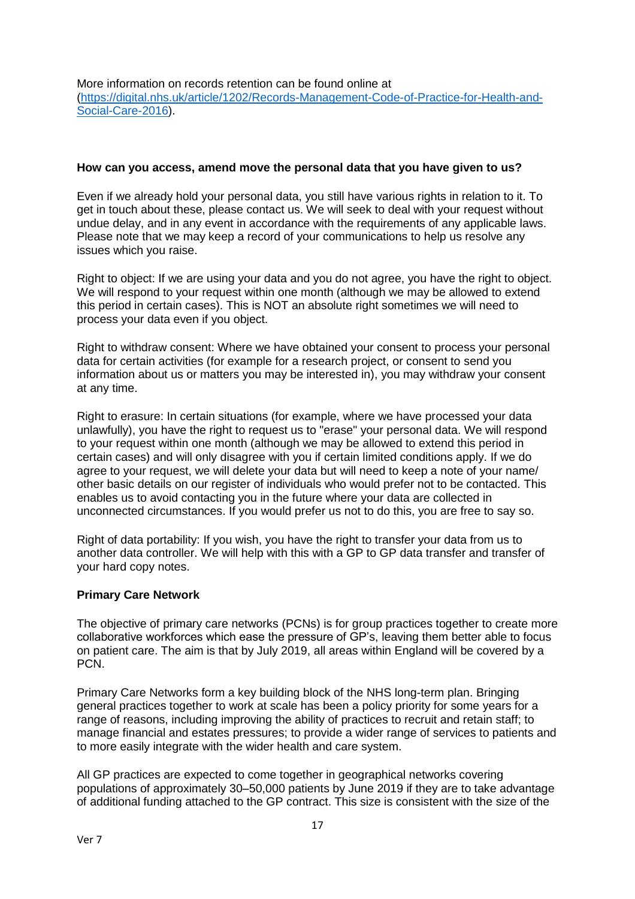More information on records retention can be found online at ([https://digital.nhs.uk/article/1202/Records-Management-Code-of-Practice-for-Health-and-Social-Care-2016](https://digital.nhs.uk/article/1202/Records-Management-Code-of-Practice-for-Health-and-Social-Care-2016)).

**How can you access, amend move the personal data that you have given to us?**

Even if we already hold your personal data, you still have various rights in relation to it. To get in touch about these, please contact us. We will seek to deal with your request without undue delay, and in any event in accordance with the requirements of any applicable laws. Please note that we may keep a record of your communications to help us resolve any issues which you raise.

Right to object: If we are using your data and you do not agree, you have the right to object. We will respond to your request within one month (although we may be allowed to extend this period in certain cases). This is NOT an absolute right sometimes we will need to process your data even if you object.

Right to withdraw consent: Where we have obtained your consent to process your personal data for certain activities (for example for a research project, or consent to send you information about us or matters you may be interested in), you may withdraw your consent at any time.

Right to erasure: In certain situations (for example, where we have processed your data unlawfully), you have the right to request us to "erase" your personal data. We will respond to your request within one month (although we may be allowed to extend this period in certain cases) and will only disagree with you if certain limited conditions apply. If we do agree to your request, we will delete your data but will need to keep a note of your name/ other basic details on our register of individuals who would prefer not to be contacted. This enables us to avoid contacting you in the future where your data are collected in unconnected circumstances. If you would prefer us not to do this, you are free to say so.

Right of data portability: If you wish, you have the right to transfer your data from us to another data controller. We will help with this with a GP to GP data transfer and transfer of your hard copy notes.

**Primary Care Network**

The objective of primary care networks (PCNs) is for group practices together to create more collaborative workforces which ease the pressure of GP's, leaving them better able to focus on patient care. The aim is that by July 2019, all areas within England will be covered by a PCN.

Primary Care Networks form a key building block of the NHS long-term plan. Bringing general practices together to work at scale has been a policy priority for some years for a range of reasons, including improving the ability of practices to recruit and retain staff; to manage financial and estates pressures; to provide a wider range of services to patients and to more easily integrate with the wider health and care system.

All GP practices are expected to come together in geographical networks covering populations of approximately 30–50,000 patients by June 2019 if they are to take advantage of additional funding attached to the GP contract. This size is consistent with the size of the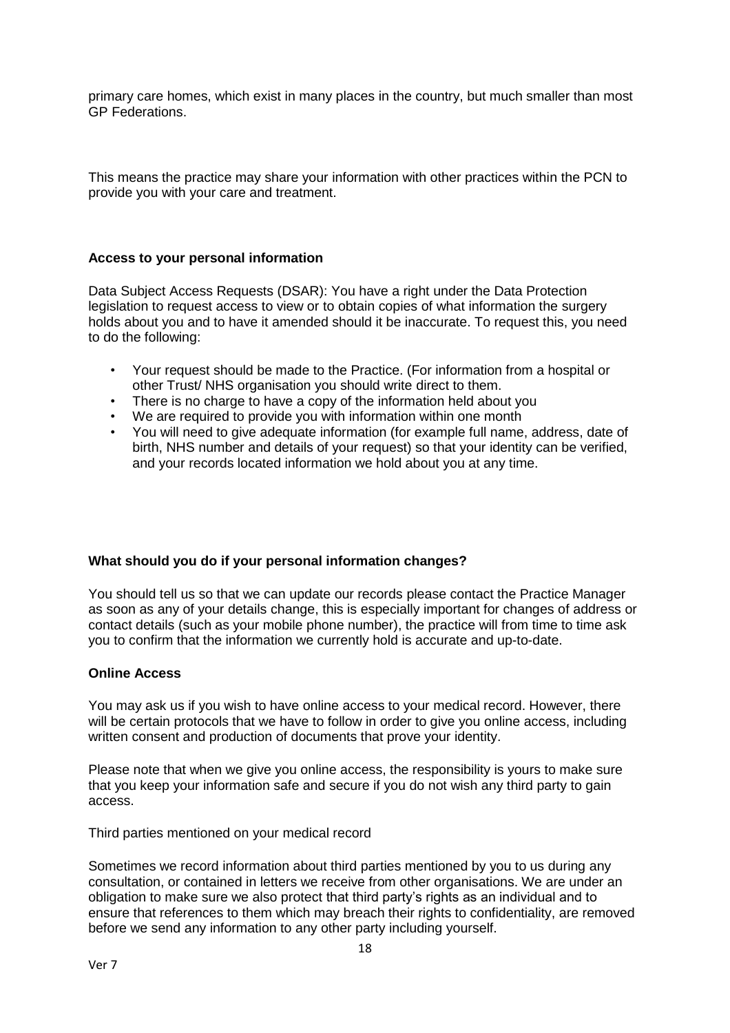primary care homes, which exist in many places in the country, but much smaller than most GP Federations.

This means the practice may share your information with other practices within the PCN to provide you with your care and treatment.

**Access to your personal information**

Data Subject Access Requests (DSAR): You have a right under the Data Protection legislation to request access to view or to obtain copies of what information the surgery holds about you and to have it amended should it be inaccurate. To request this, you need to do the following:

- Your request should be made to the Practice. (For information from a hospital or other Trust/ NHS organisation you should write direct to them.
- There is no charge to have a copy of the information held about you
- We are required to provide you with information within one month
- You will need to give adequate information (for example full name, address, date of birth, NHS number and details of your request) so that your identity can be verified, and your records located information we hold about you at any time.

**What should you do if your personal information changes?**

You should tell us so that we can update our records please contact the Practice Manager as soon as any of your details change, this is especially important for changes of address or contact details (such as your mobile phone number), the practice will from time to time ask you to confirm that the information we currently hold is accurate and up-to-date.

**Online Access**

You may ask us if you wish to have online access to your medical record. However, there will be certain protocols that we have to follow in order to give you online access, including written consent and production of documents that prove your identity.

Please note that when we give you online access, the responsibility is yours to make sure that you keep your information safe and secure if you do not wish any third party to gain access.

Third parties mentioned on your medical record

Sometimes we record information about third parties mentioned by you to us during any consultation, or contained in letters we receive from other organisations. We are under an obligation to make sure we also protect that third party's rights as an individual and to ensure that references to them which may breach their rights to confidentiality, are removed before we send any information to any other party including yourself.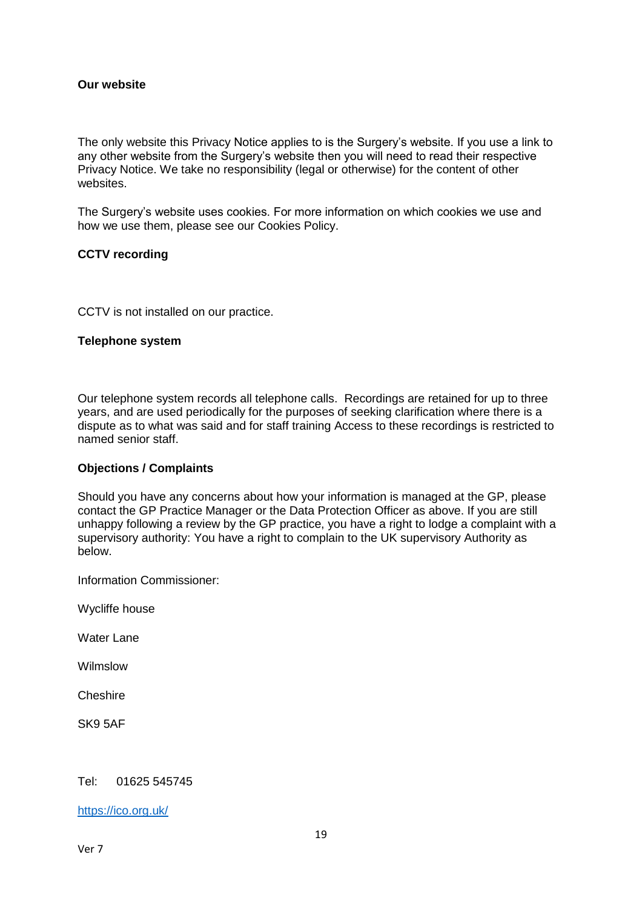**Our website**

The only website this Privacy Notice applies to is the Surgery's website. If you use a link to any other website from the Surgery's website then you will need to read their respective Privacy Notice. We take no responsibility (legal or otherwise) for the content of other websites.

The Surgery's website uses cookies. For more information on which cookies we use and how we use them, please see our Cookies Policy.

**CCTV recording**

CCTV is not installed on our practice.

**Telephone system**

Our telephone system records all telephone calls. Recordings are retained for up to three years, and are used periodically for the purposes of seeking clarification where there is a dispute as to what was said and for staff training Access to these recordings is restricted to named senior staff.

**Objections / Complaints**

Should you have any concerns about how your information is managed at the GP, please contact the GP Practice Manager or the Data Protection Officer as above. If you are still unhappy following a review by the GP practice, you have a right to lodge a complaint with a supervisory authority: You have a right to complain to the UK supervisory Authority as below.

Information Commissioner:

Wycliffe house

Water Lane

Wilmslow

Cheshire

SK9 5AF

Tel: 01625 545745

https://ico.org.uk/

Ver 7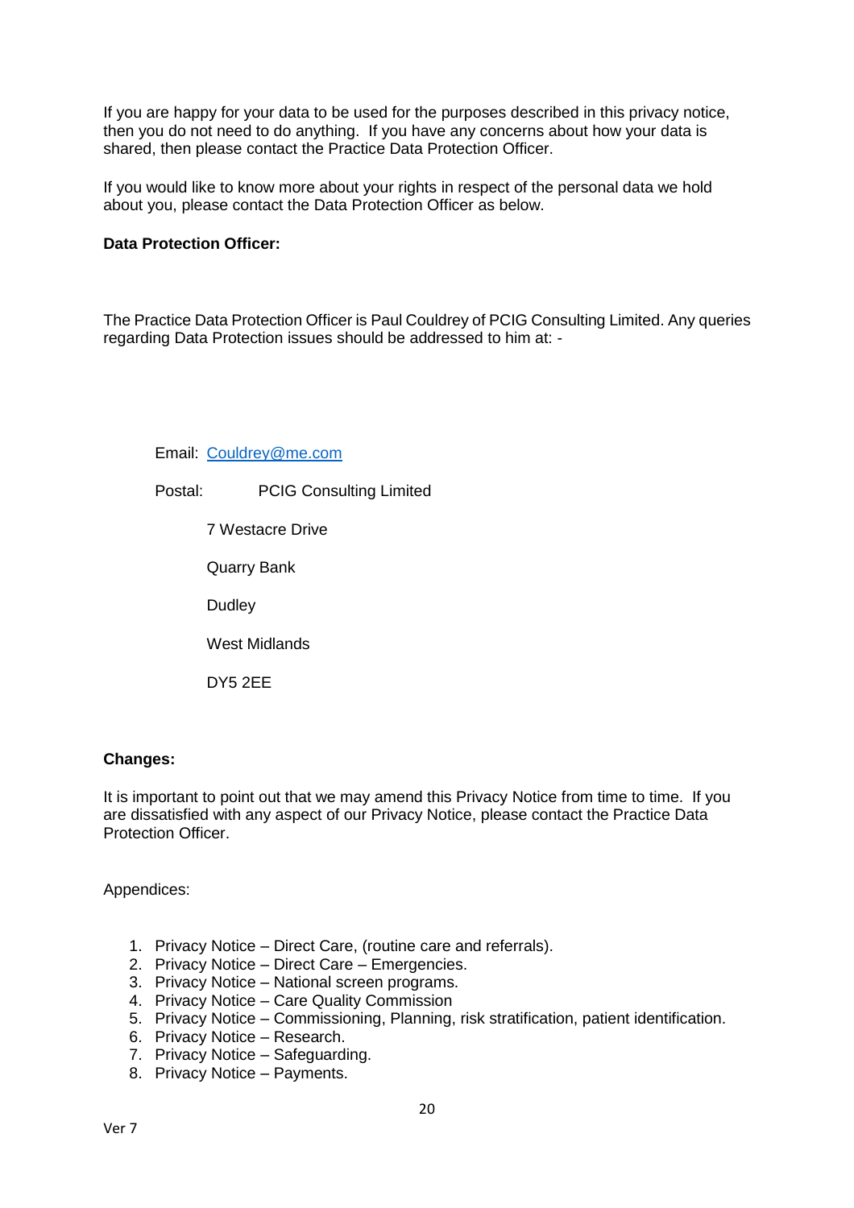If you are happy for your data to be used for the purposes described in this privacy notice, then you do not need to do anything. If you have any concerns about how your data is shared, then please contact the Practice Data Protection Officer.

If you would like to know more about your rights in respect of the personal data we hold about you, please contact the Data Protection Officer as below.

**Data Protection Officer:**

The Practice Data Protection Officer is Paul Couldrey of PCIG Consulting Limited. Any queries regarding Data Protection issues should be addressed to him at: -

Email: Couldrey@me.com

Postal: PCIG Consulting Limited

7 Westacre Drive

Quarry Bank

Dudley

West Midlands

DY5 2EE

**Changes:**

It is important to point out that we may amend this Privacy Notice from time to time. If you are dissatisfied with any aspect of our Privacy Notice, please contact the Practice Data Protection Officer.

Appendices:

1. Privacy Notice – Direct Care, (routine care and referrals).
2. Privacy Notice – Direct Care – Emergencies.
3. Privacy Notice – National screen programs.
4. Privacy Notice – Care Quality Commission
5. Privacy Notice – Commissioning, Planning, risk stratification, patient identification.
6. Privacy Notice – Research.
7. Privacy Notice – Safeguarding.
8. Privacy Notice – Payments.

Ver 7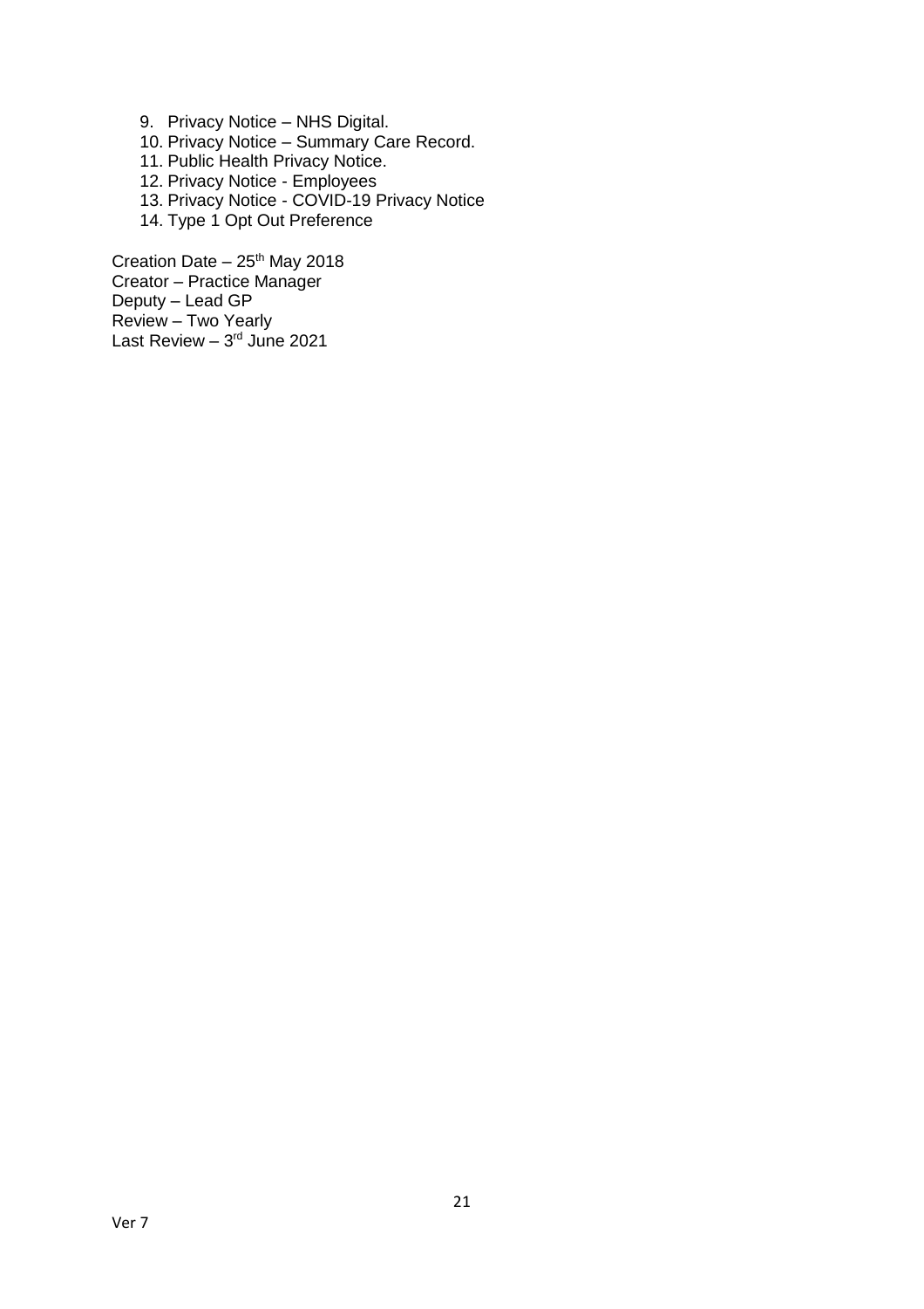9. Privacy Notice – NHS Digital.
10. Privacy Notice – Summary Care Record.
11. Public Health Privacy Notice.
12. Privacy Notice - Employees
13. Privacy Notice - COVID-19 Privacy Notice
14. Type 1 Opt Out Preference

Creation Date – 25th May 2018
Creator – Practice Manager
Deputy – Lead GP
Review – Two Yearly
Last Review – 3rd June 2021

Ver 7